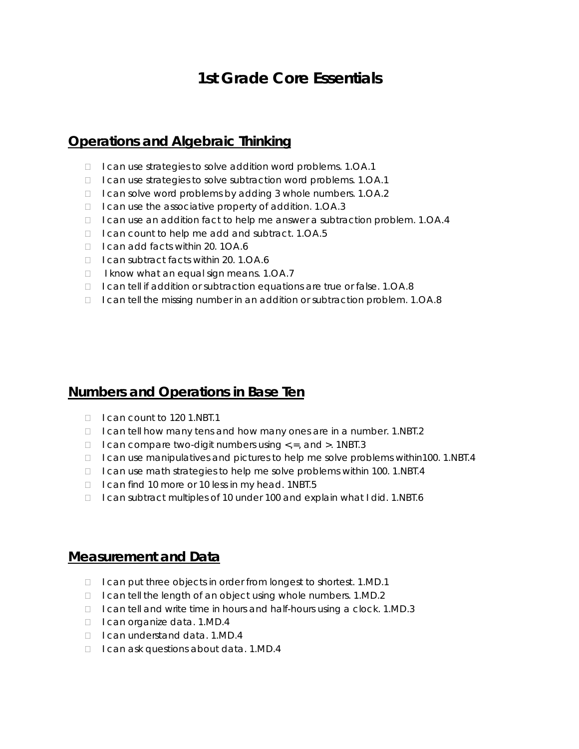# 1st Grade Core Essentials

## Operations and Algebraic Thinking

- I can use strategies to solve addition word problems. 1.OA.1
- I can use strategies to solve subtraction word problems. 1.OA.1
- I can solve word problems by adding 3 whole numbers. 1.OA.2
- I can use the associative property of addition. 1.OA.3
- I can use an addition fact to help me answer a subtraction problem. 1.OA.4
- I can count to help me add and subtract. 1.OA.5
- I can add facts within 20. 1OA.6
- I can subtract facts within 20. 1.OA.6
- I know what an equal sign means. 1.OA.7
- I can tell if addition or subtraction equations are true or false. 1.OA.8
- I can tell the missing number in an addition or subtraction problem. 1.OA.8

## Numbers and Operations in Base Ten

- I can count to 120 1.NBT.1
- I can tell how many tens and how many ones are in a number. 1.NBT.2
- I can compare two-digit numbers using <,=, and >. 1NBT.3
- I can use manipulatives and pictures to help me solve problems within100. 1.NBT.4
- I can use math strategies to help me solve problems within 100. 1.NBT.4
- I can find 10 more or 10 less in my head. 1NBT.5
- I can subtract multiples of 10 under 100 and explain what I did. 1.NBT.6

## Measurement and Data

- I can put three objects in order from longest to shortest. 1.MD.1
- I can tell the length of an object using whole numbers. 1.MD.2
- I can tell and write time in hours and half-hours using a clock. 1.MD.3
- I can organize data. 1.MD.4
- I can understand data. 1.MD.4
- I can ask questions about data. 1.MD.4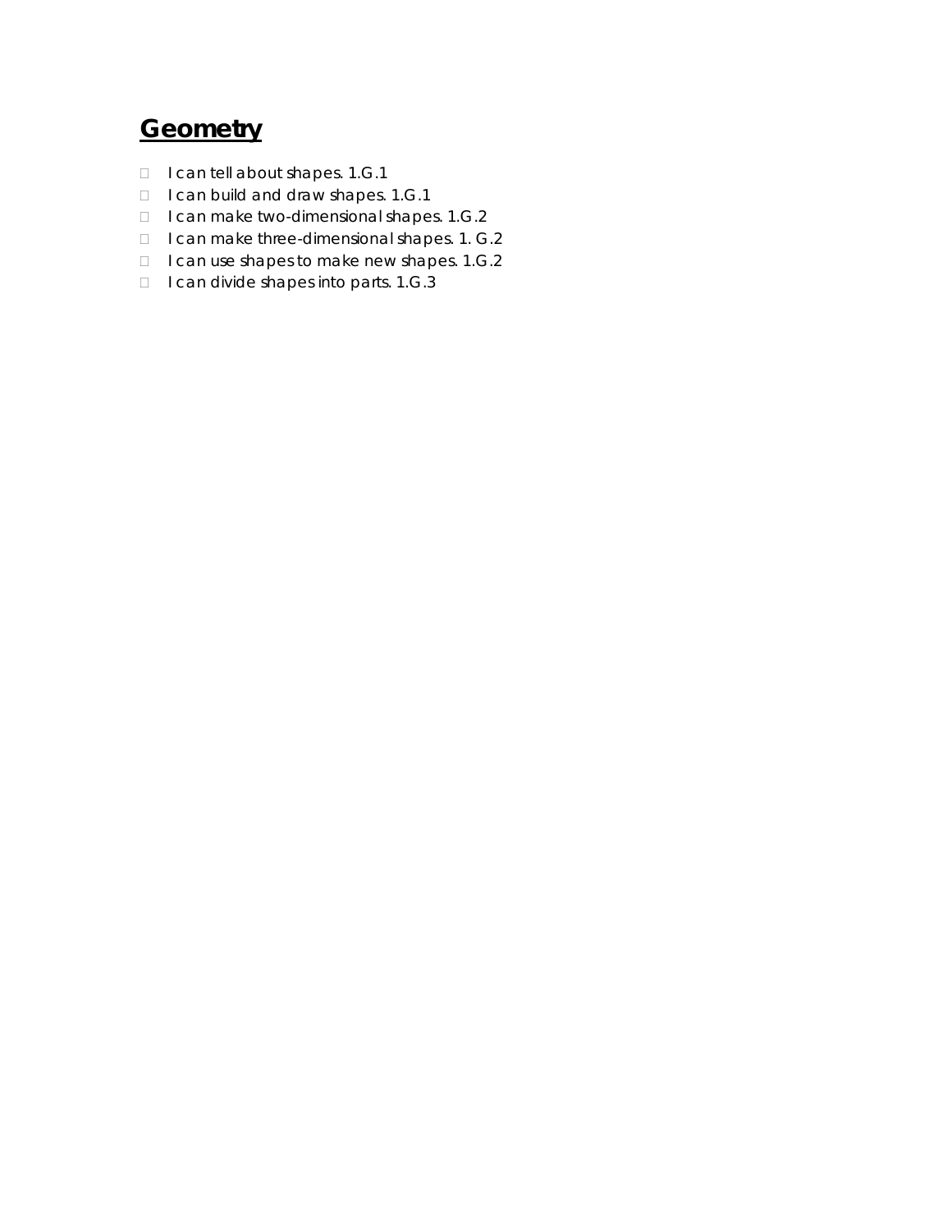## Geometry

- I can tell about shapes. 1.G.1
- I can build and draw shapes. 1.G.1
- I can make two-dimensional shapes. 1.G.2
- I can make three-dimensional shapes. 1. G.2
- I can use shapes to make new shapes. 1.G.2
- I can divide shapes into parts. 1.G.3